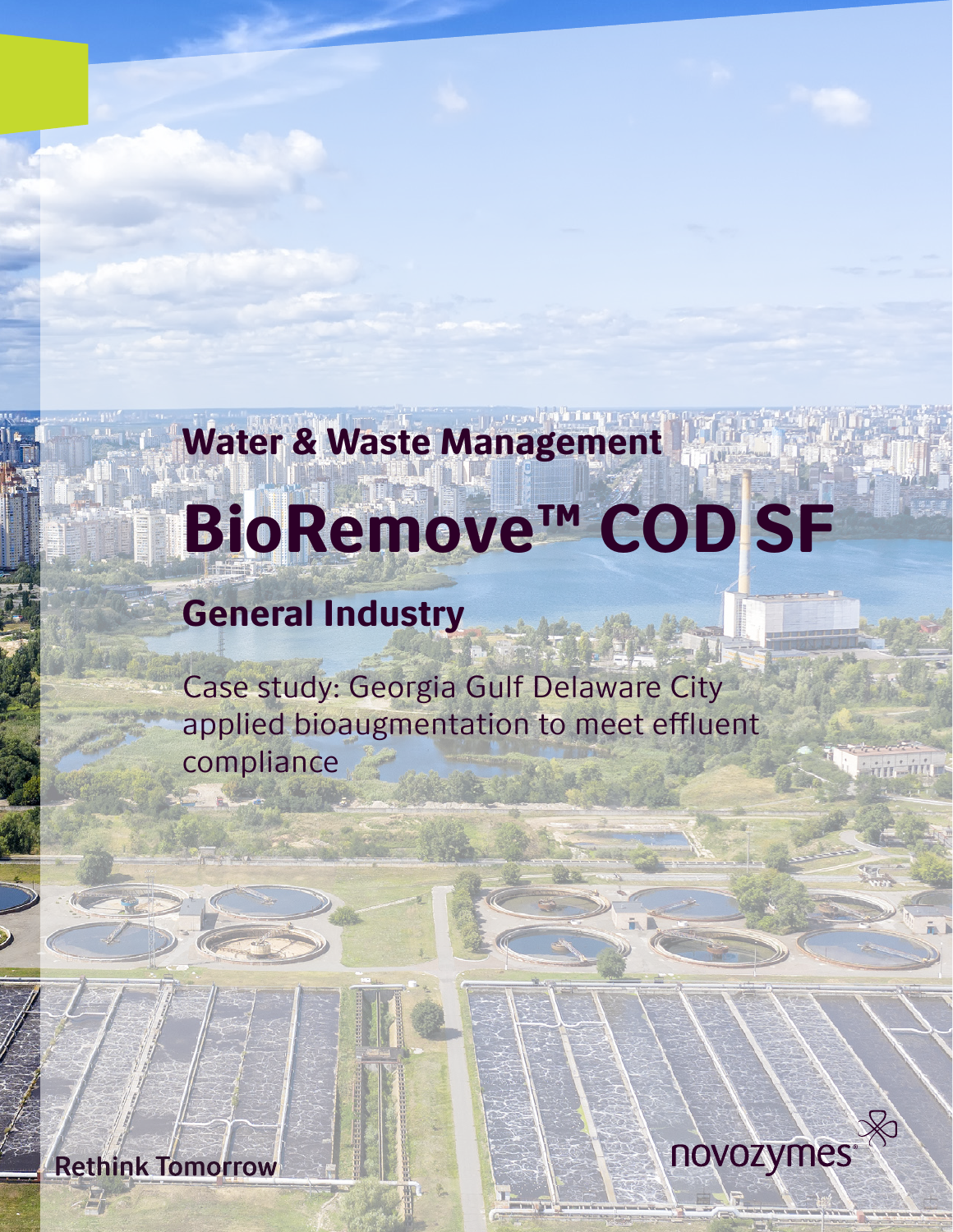Water & Waste Management

# BioRemove™ COD SF

## General Industry

Case study: Georgia Gulf Delaware City applied bioaugmentation to meet effluent compliance

Rethink Tomorrow

novozymes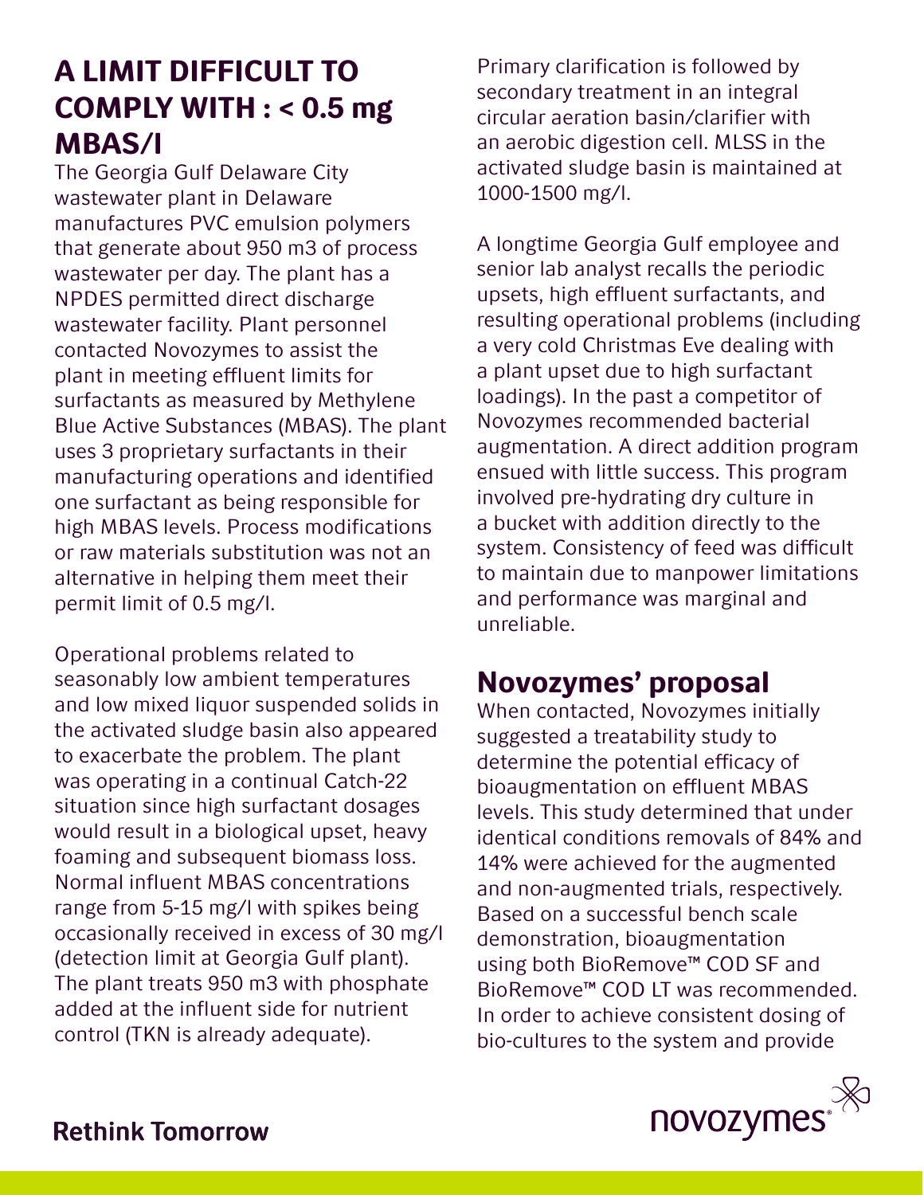## A LIMIT DIFFICULT TO COMPLY WITH : < 0.5 mg MBAS/l

The Georgia Gulf Delaware City wastewater plant in Delaware manufactures PVC emulsion polymers that generate about 950 m3 of process wastewater per day. The plant has a NPDES permitted direct discharge wastewater facility. Plant personnel contacted Novozymes to assist the plant in meeting effluent limits for surfactants as measured by Methylene Blue Active Substances (MBAS). The plant uses 3 proprietary surfactants in their manufacturing operations and identified one surfactant as being responsible for high MBAS levels. Process modifications or raw materials substitution was not an alternative in helping them meet their permit limit of 0.5 mg/l.

Operational problems related to seasonably low ambient temperatures and low mixed liquor suspended solids in the activated sludge basin also appeared to exacerbate the problem. The plant was operating in a continual Catch-22 situation since high surfactant dosages would result in a biological upset, heavy foaming and subsequent biomass loss. Normal influent MBAS concentrations range from 5-15 mg/l with spikes being occasionally received in excess of 30 mg/l (detection limit at Georgia Gulf plant). The plant treats 950 m3 with phosphate added at the influent side for nutrient control (TKN is already adequate).

Primary clarification is followed by secondary treatment in an integral circular aeration basin/clarifier with an aerobic digestion cell. MLSS in the activated sludge basin is maintained at 1000-1500 mg/l.

A longtime Georgia Gulf employee and senior lab analyst recalls the periodic upsets, high effluent surfactants, and resulting operational problems (including a very cold Christmas Eve dealing with a plant upset due to high surfactant loadings). In the past a competitor of Novozymes recommended bacterial augmentation. A direct addition program ensued with little success. This program involved pre-hydrating dry culture in a bucket with addition directly to the system. Consistency of feed was difficult to maintain due to manpower limitations and performance was marginal and unreliable.

## Novozymes' proposal

When contacted, Novozymes initially suggested a treatability study to determine the potential efficacy of bioaugmentation on effluent MBAS levels. This study determined that under identical conditions removals of 84% and 14% were achieved for the augmented and non-augmented trials, respectively. Based on a successful bench scale demonstration, bioaugmentation using both BioRemove™ COD SF and BioRemove™ COD LT was recommended. In order to achieve consistent dosing of bio-cultures to the system and provide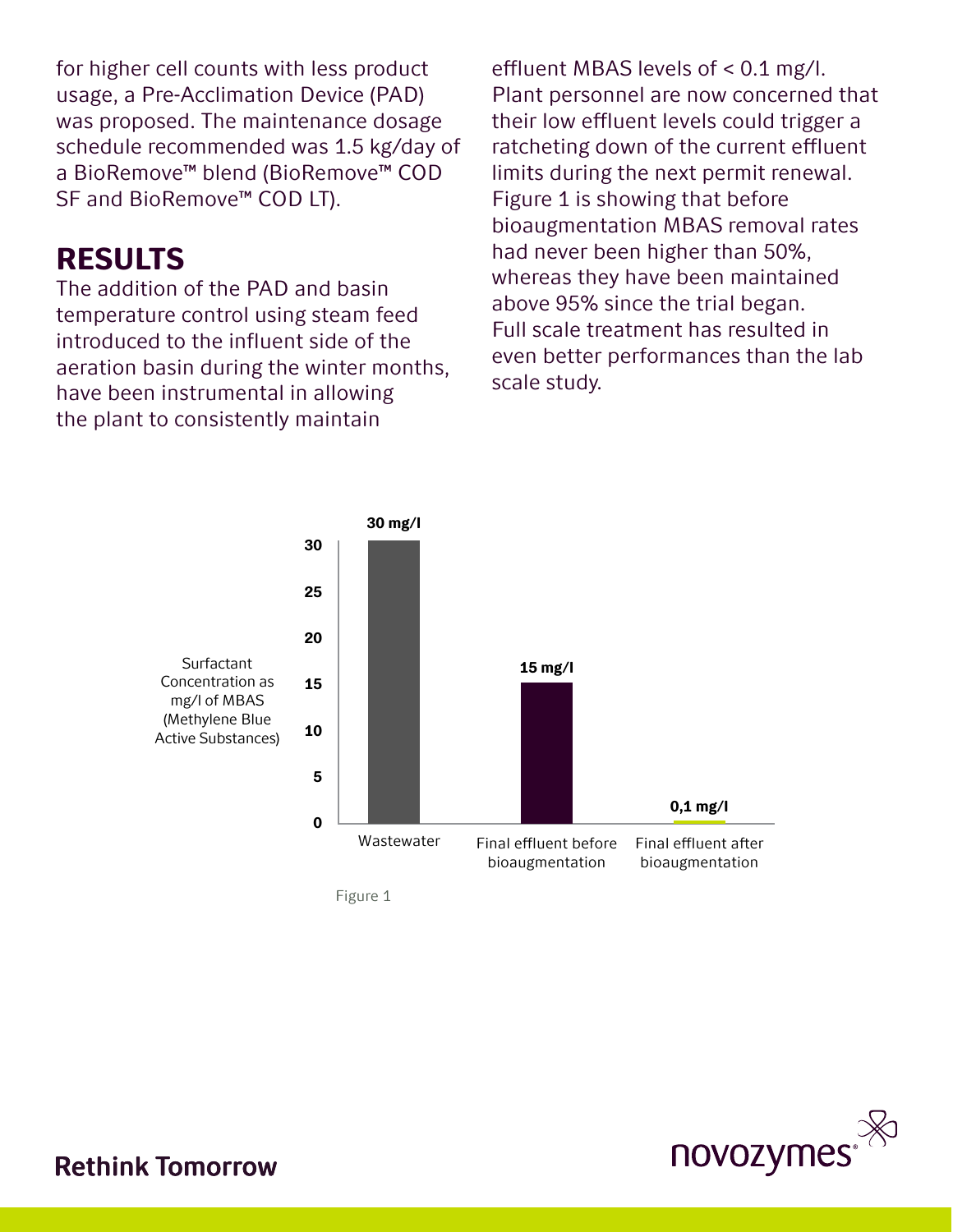for higher cell counts with less product usage, a Pre-Acclimation Device (PAD) was proposed. The maintenance dosage schedule recommended was 1.5 kg/day of a BioRemove™ blend (BioRemove™ COD SF and BioRemove™ COD LT).

## RESULTS

The addition of the PAD and basin temperature control using steam feed introduced to the influent side of the aeration basin during the winter months, have been instrumental in allowing the plant to consistently maintain effluent MBAS levels of < 0.1 mg/l. Plant personnel are now concerned that their low effluent levels could trigger a ratcheting down of the current effluent limits during the next permit renewal. Figure 1 is showing that before bioaugmentation MBAS removal rates had never been higher than 50%, whereas they have been maintained above 95% since the trial began. Full scale treatment has resulted in even better performances than the lab scale study.

| Surfactant Concentration as mg/l of MBAS (Methylene Blue Active Substances) | |
|---|---|
| Wastewater | 30 mg/l |
| Final effluent before bioaugmentation | 15 mg/l |
| Final effluent after bioaugmentation | 0,1 mg/l |

Figure 1

Rethink Tomorrow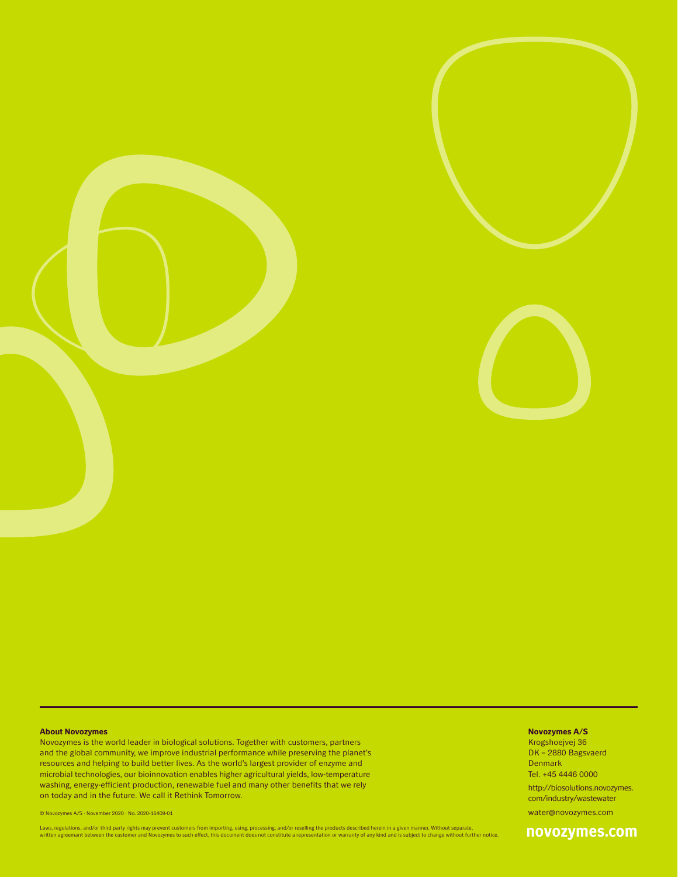**About Novozymes**

Novozymes is the world leader in biological solutions. Together with customers, partners and the global community, we improve industrial performance while preserving the planet's resources and helping to build better lives. As the world's largest provider of enzyme and microbial technologies, our bioinnovation enables higher agricultural yields, low-temperature washing, energy-efficient production, renewable fuel and many other benefits that we rely on today and in the future. We call it Rethink Tomorrow.

© Novozymes A/S · November 2020 · No. 2020-16409-01

Laws, regulations, and/or third party rights may prevent customers from importing, using, processing, and/or reselling the products described herein in a given manner. Without separate, written agreemant between the customer and Novozymes to such effect, this document does not constitute a representation or warranty of any kind and is subject to change without further notice.

**Novozymes A/S**
Krogshoejvej 36
DK – 2880 Bagsvaerd
Denmark
Tel. +45 4446 0000

http://biosolutions.novozymes.com/industry/wastewater

water@novozymes.com

**novozymes.com**